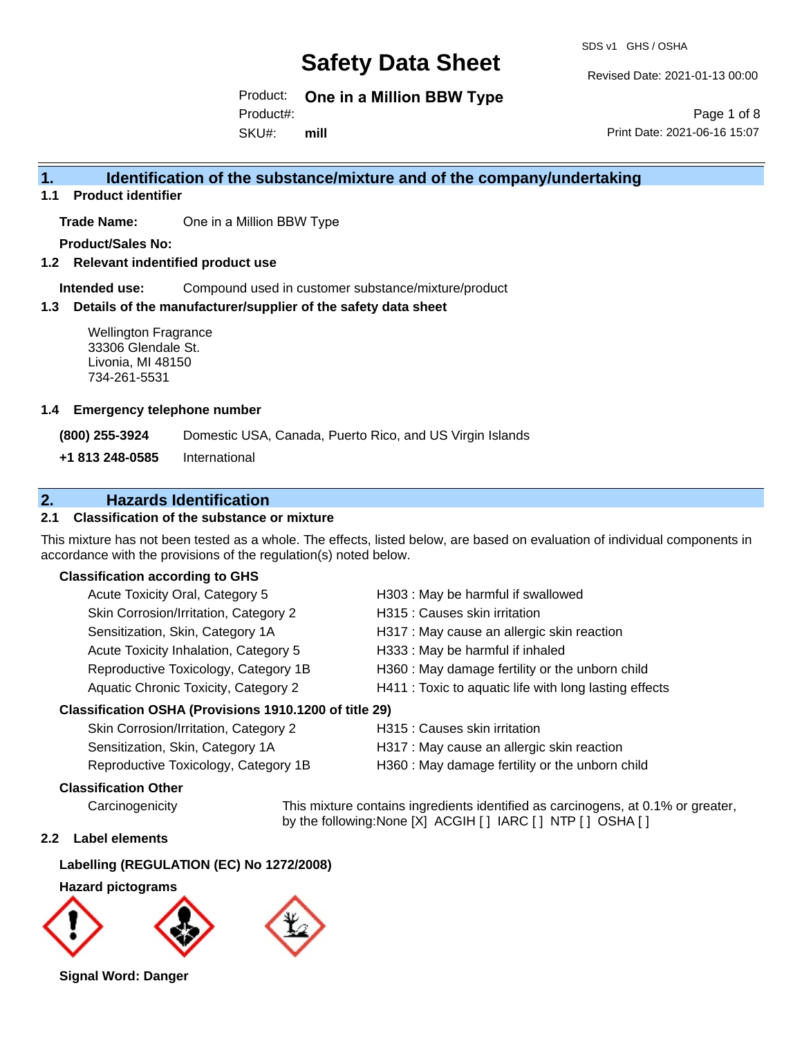# Safety Data Sheet

SDS v1 GHS / OSHA

Revised Date: 2021-01-13 00:00

Product: **One in a Million BBW Type**

Product#:

SKU#: **mill**

Print Date: 2021-06-16 15:07

## 1. Identification of the substance/mixture and of the company/undertaking

### 1.1 Product identifier

**Trade Name:** One in a Million BBW Type

**Product/Sales No:**

### 1.2 Relevant indentified product use

**Intended use:** Compound used in customer substance/mixture/product

### 1.3 Details of the manufacturer/supplier of the safety data sheet

Wellington Fragrance
33306 Glendale St.
Livonia, MI 48150
734-261-5531

### 1.4 Emergency telephone number

| | |
|---|---|
| **(800) 255-3924** | Domestic USA, Canada, Puerto Rico, and US Virgin Islands |
| **+1 813 248-0585** | International |

## 2. Hazards Identification

### 2.1 Classification of the substance or mixture

This mixture has not been tested as a whole. The effects, listed below, are based on evaluation of individual components in accordance with the provisions of the regulation(s) noted below.

**Classification according to GHS**

| | |
|---|---|
| Acute Toxicity Oral, Category 5 | H303 : May be harmful if swallowed |
| Skin Corrosion/Irritation, Category 2 | H315 : Causes skin irritation |
| Sensitization, Skin, Category 1A | H317 : May cause an allergic skin reaction |
| Acute Toxicity Inhalation, Category 5 | H333 : May be harmful if inhaled |
| Reproductive Toxicology, Category 1B | H360 : May damage fertility or the unborn child |
| Aquatic Chronic Toxicity, Category 2 | H411 : Toxic to aquatic life with long lasting effects |

**Classification OSHA (Provisions 1910.1200 of title 29)**

| | |
|---|---|
| Skin Corrosion/Irritation, Category 2 | H315 : Causes skin irritation |
| Sensitization, Skin, Category 1A | H317 : May cause an allergic skin reaction |
| Reproductive Toxicology, Category 1B | H360 : May damage fertility or the unborn child |

**Classification Other**

Carcinogenicity: This mixture contains ingredients identified as carcinogens, at 0.1% or greater, by the following:None [X] ACGIH [ ] IARC [ ] NTP [ ] OSHA [ ]

### 2.2 Label elements

**Labelling (REGULATION (EC) No 1272/2008)**

**Hazard pictograms**

**Signal Word: Danger**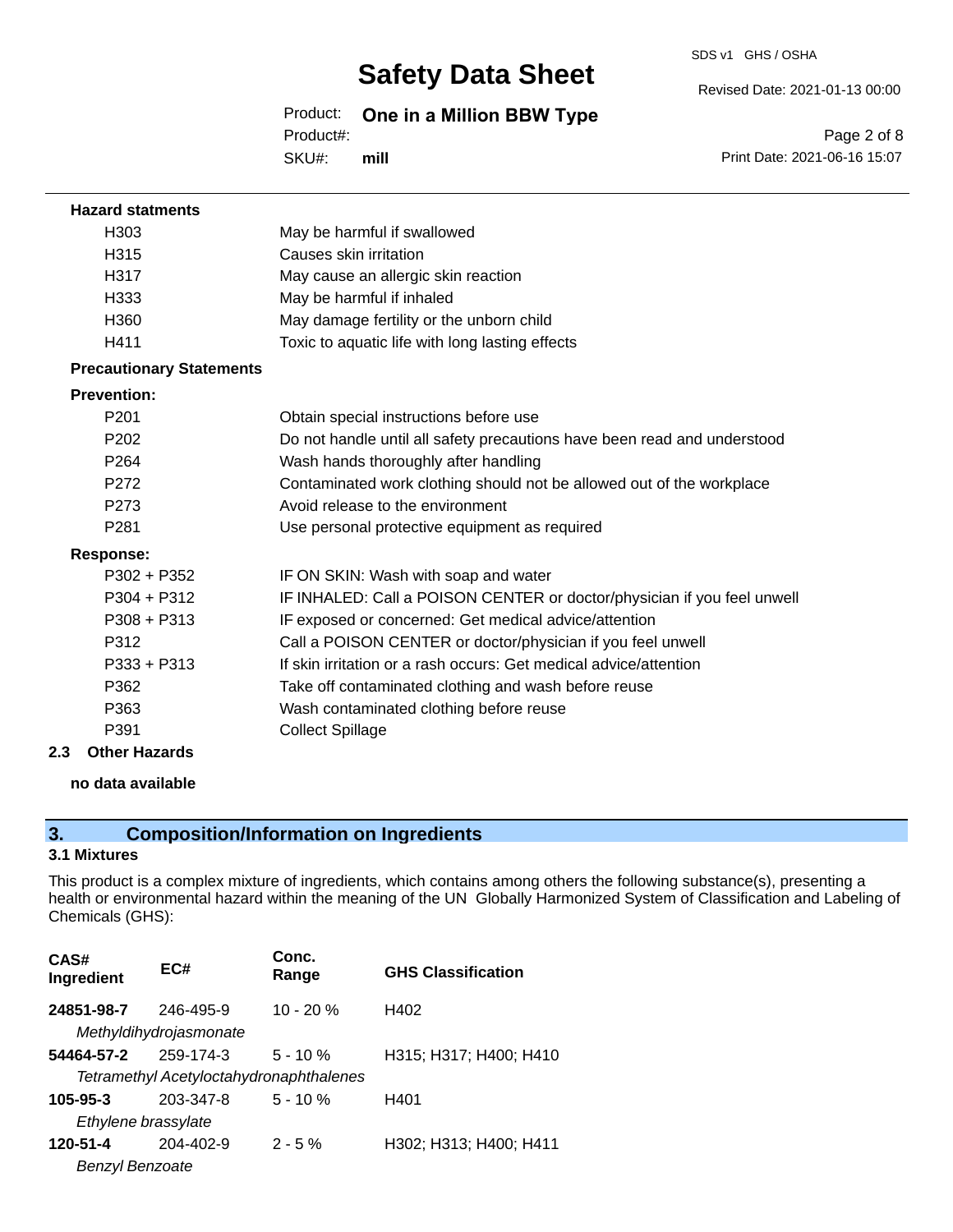**Hazard statments**

| | |
|---|---|
| H303 | May be harmful if swallowed |
| H315 | Causes skin irritation |
| H317 | May cause an allergic skin reaction |
| H333 | May be harmful if inhaled |
| H360 | May damage fertility or the unborn child |
| H411 | Toxic to aquatic life with long lasting effects |

**Precautionary Statements**

**Prevention:**

| | |
|---|---|
| P201 | Obtain special instructions before use |
| P202 | Do not handle until all safety precautions have been read and understood |
| P264 | Wash hands thoroughly after handling |
| P272 | Contaminated work clothing should not be allowed out of the workplace |
| P273 | Avoid release to the environment |
| P281 | Use personal protective equipment as required |

**Response:**

| | |
|---|---|
| P302 + P352 | IF ON SKIN: Wash with soap and water |
| P304 + P312 | IF INHALED: Call a POISON CENTER or doctor/physician if you feel unwell |
| P308 + P313 | IF exposed or concerned: Get medical advice/attention |
| P312 | Call a POISON CENTER or doctor/physician if you feel unwell |
| P333 + P313 | If skin irritation or a rash occurs: Get medical advice/attention |
| P362 | Take off contaminated clothing and wash before reuse |
| P363 | Wash contaminated clothing before reuse |
| P391 | Collect Spillage |

### 2.3 Other Hazards

**no data available**

## 3. Composition/Information on Ingredients

### 3.1 Mixtures

This product is a complex mixture of ingredients, which contains among others the following substance(s), presenting a health or environmental hazard within the meaning of the UN Globally Harmonized System of Classification and Labeling of Chemicals (GHS):

| CAS# Ingredient | EC# | Conc. Range | GHS Classification |
|---|---|---|---|
| **24851-98-7** *Methyldihydrojasmonate* | 246-495-9 | 10 - 20 % | H402 |
| **54464-57-2** *Tetramethyl Acetyloctahydronaphthalenes* | 259-174-3 | 5 - 10 % | H315; H317; H400; H410 |
| **105-95-3** *Ethylene brassylate* | 203-347-8 | 5 - 10 % | H401 |
| **120-51-4** *Benzyl Benzoate* | 204-402-9 | 2 - 5 % | H302; H313; H400; H411 |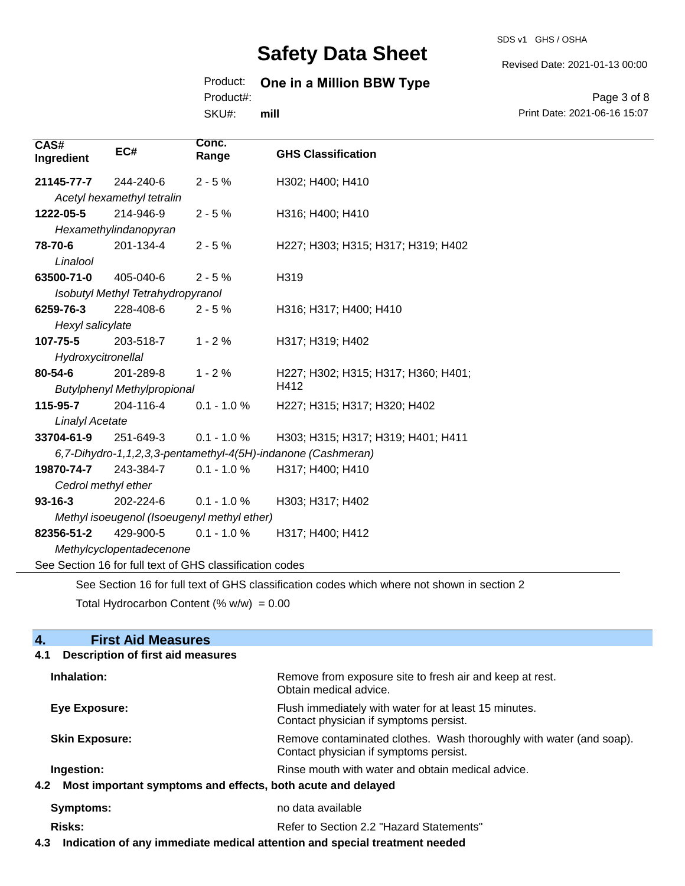| CAS# Ingredient | EC# | Conc. Range | GHS Classification |
| --- | --- | --- | --- |
| **21145-77-7** | 244-240-6 | 2 - 5 % | H302; H400; H410 |
| *Acetyl hexamethyl tetralin* | | | |
| **1222-05-5** | 214-946-9 | 2 - 5 % | H316; H400; H410 |
| *Hexamethylindanopyran* | | | |
| **78-70-6** | 201-134-4 | 2 - 5 % | H227; H303; H315; H317; H319; H402 |
| *Linalool* | | | |
| **63500-71-0** | 405-040-6 | 2 - 5 % | H319 |
| *Isobutyl Methyl Tetrahydropyranol* | | | |
| **6259-76-3** | 228-408-6 | 2 - 5 % | H316; H317; H400; H410 |
| *Hexyl salicylate* | | | |
| **107-75-5** | 203-518-7 | 1 - 2 % | H317; H319; H402 |
| *Hydroxycitronellal* | | | |
| **80-54-6** | 201-289-8 | 1 - 2 % | H227; H302; H315; H317; H360; H401; H412 |
| *Butylphenyl Methylpropional* | | | |
| **115-95-7** | 204-116-4 | 0.1 - 1.0 % | H227; H315; H317; H320; H402 |
| *Linalyl Acetate* | | | |
| **33704-61-9** | 251-649-3 | 0.1 - 1.0 % | H303; H315; H317; H319; H401; H411 |
| *6,7-Dihydro-1,1,2,3,3-pentamethyl-4(5H)-indanone (Cashmeran)* | | | |
| **19870-74-7** | 243-384-7 | 0.1 - 1.0 % | H317; H400; H410 |
| *Cedrol methyl ether* | | | |
| **93-16-3** | 202-224-6 | 0.1 - 1.0 % | H303; H317; H402 |
| *Methyl isoeugenol (Isoeugenyl methyl ether)* | | | |
| **82356-51-2** | 429-900-5 | 0.1 - 1.0 % | H317; H400; H412 |
| *Methylcyclopentadecenone* | | | |

See Section 16 for full text of GHS classification codes

See Section 16 for full text of GHS classification codes which where not shown in section 2

Total Hydrocarbon Content (% w/w) = 0.00

## 4. First Aid Measures

### 4.1 Description of first aid measures

**Inhalation:** Remove from exposure site to fresh air and keep at rest. Obtain medical advice.

**Eye Exposure:** Flush immediately with water for at least 15 minutes. Contact physician if symptoms persist.

**Skin Exposure:** Remove contaminated clothes. Wash thoroughly with water (and soap). Contact physician if symptoms persist.

**Ingestion:** Rinse mouth with water and obtain medical advice.

### 4.2 Most important symptoms and effects, both acute and delayed

**Symptoms:** no data available

**Risks:** Refer to Section 2.2 "Hazard Statements"

### 4.3 Indication of any immediate medical attention and special treatment needed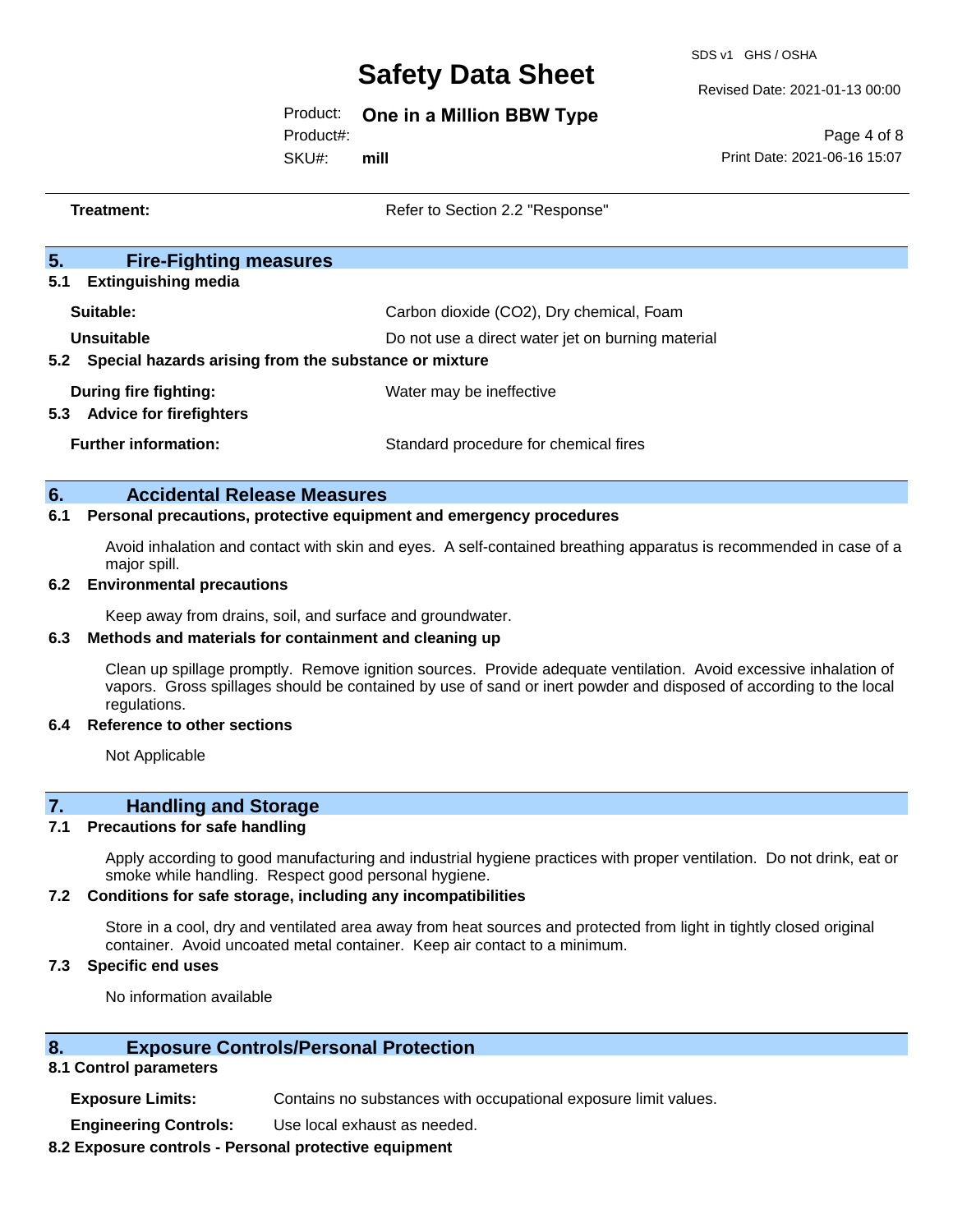**Treatment:** Refer to Section 2.2 "Response"

## 5. Fire-Fighting measures

### 5.1 Extinguishing media

**Suitable:** Carbon dioxide ($CO_2$), Dry chemical, Foam

**Unsuitable** Do not use a direct water jet on burning material

### 5.2 Special hazards arising from the substance or mixture

**During fire fighting:** Water may be ineffective

### 5.3 Advice for firefighters

**Further information:** Standard procedure for chemical fires

## 6. Accidental Release Measures

### 6.1 Personal precautions, protective equipment and emergency procedures

Avoid inhalation and contact with skin and eyes. A self-contained breathing apparatus is recommended in case of a major spill.

### 6.2 Environmental precautions

Keep away from drains, soil, and surface and groundwater.

### 6.3 Methods and materials for containment and cleaning up

Clean up spillage promptly. Remove ignition sources. Provide adequate ventilation. Avoid excessive inhalation of vapors. Gross spillages should be contained by use of sand or inert powder and disposed of according to the local regulations.

### 6.4 Reference to other sections

Not Applicable

## 7. Handling and Storage

### 7.1 Precautions for safe handling

Apply according to good manufacturing and industrial hygiene practices with proper ventilation. Do not drink, eat or smoke while handling. Respect good personal hygiene.

### 7.2 Conditions for safe storage, including any incompatibilities

Store in a cool, dry and ventilated area away from heat sources and protected from light in tightly closed original container. Avoid uncoated metal container. Keep air contact to a minimum.

### 7.3 Specific end uses

No information available

## 8. Exposure Controls/Personal Protection

### 8.1 Control parameters

**Exposure Limits:** Contains no substances with occupational exposure limit values.

**Engineering Controls:** Use local exhaust as needed.

### 8.2 Exposure controls - Personal protective equipment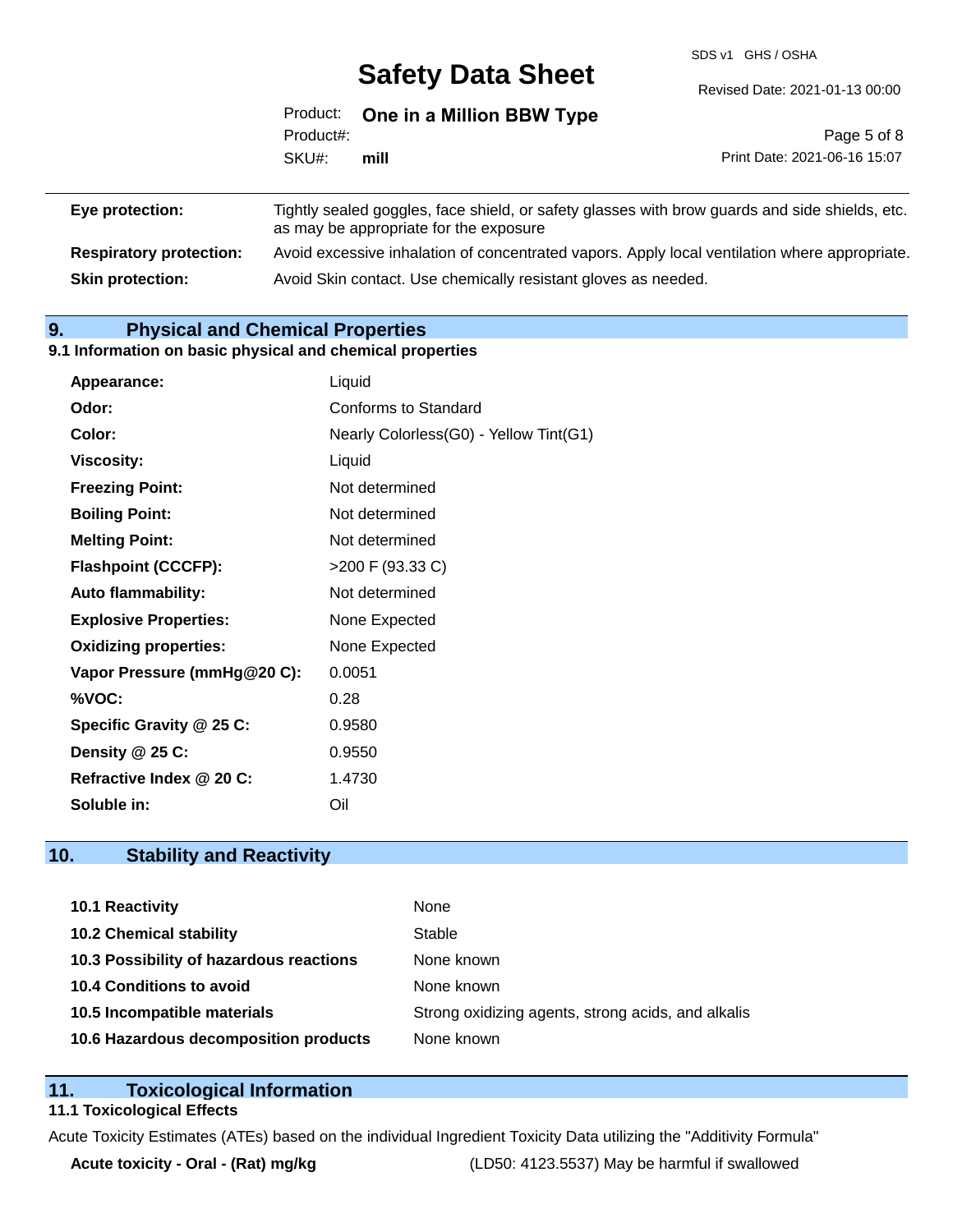| | |
|---|---|
| **Eye protection:** | Tightly sealed goggles, face shield, or safety glasses with brow guards and side shields, etc. as may be appropriate for the exposure |
| **Respiratory protection:** | Avoid excessive inhalation of concentrated vapors. Apply local ventilation where appropriate. |
| **Skin protection:** | Avoid Skin contact. Use chemically resistant gloves as needed. |

## 9. Physical and Chemical Properties

### 9.1 Information on basic physical and chemical properties

| | |
|---|---|
| **Appearance:** | Liquid |
| **Odor:** | Conforms to Standard |
| **Color:** | Nearly Colorless(G0) - Yellow Tint(G1) |
| **Viscosity:** | Liquid |
| **Freezing Point:** | Not determined |
| **Boiling Point:** | Not determined |
| **Melting Point:** | Not determined |
| **Flashpoint (CCCFP):** | >200 F (93.33 C) |
| **Auto flammability:** | Not determined |
| **Explosive Properties:** | None Expected |
| **Oxidizing properties:** | None Expected |
| **Vapor Pressure (mmHg@20 C):** | 0.0051 |
| **%VOC:** | 0.28 |
| **Specific Gravity @ 25 C:** | 0.9580 |
| **Density @ 25 C:** | 0.9550 |
| **Refractive Index @ 20 C:** | 1.4730 |
| **Soluble in:** | Oil |

## 10. Stability and Reactivity

| | |
|---|---|
| **10.1 Reactivity** | None |
| **10.2 Chemical stability** | Stable |
| **10.3 Possibility of hazardous reactions** | None known |
| **10.4 Conditions to avoid** | None known |
| **10.5 Incompatible materials** | Strong oxidizing agents, strong acids, and alkalis |
| **10.6 Hazardous decomposition products** | None known |

## 11. Toxicological Information

### 11.1 Toxicological Effects

Acute Toxicity Estimates (ATEs) based on the individual Ingredient Toxicity Data utilizing the "Additivity Formula"

| | |
|---|---|
| **Acute toxicity - Oral - (Rat) mg/kg** | (LD50: 4123.5537) May be harmful if swallowed |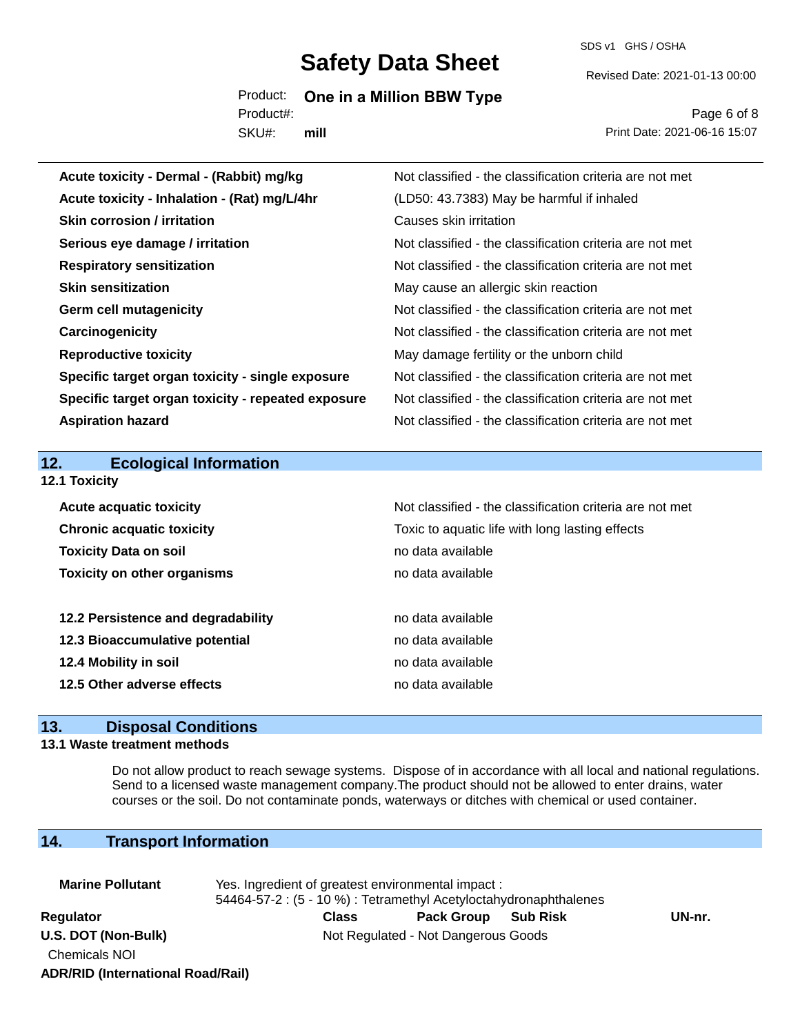| | |
|---|---|
| **Acute toxicity - Dermal - (Rabbit) mg/kg** | Not classified - the classification criteria are not met |
| **Acute toxicity - Inhalation - (Rat) mg/L/4hr** | (LD50: 43.7383) May be harmful if inhaled |
| **Skin corrosion / irritation** | Causes skin irritation |
| **Serious eye damage / irritation** | Not classified - the classification criteria are not met |
| **Respiratory sensitization** | Not classified - the classification criteria are not met |
| **Skin sensitization** | May cause an allergic skin reaction |
| **Germ cell mutagenicity** | Not classified - the classification criteria are not met |
| **Carcinogenicity** | Not classified - the classification criteria are not met |
| **Reproductive toxicity** | May damage fertility or the unborn child |
| **Specific target organ toxicity - single exposure** | Not classified - the classification criteria are not met |
| **Specific target organ toxicity - repeated exposure** | Not classified - the classification criteria are not met |
| **Aspiration hazard** | Not classified - the classification criteria are not met |

## 12. Ecological Information

### 12.1 Toxicity

| | |
|---|---|
| **Acute acquatic toxicity** | Not classified - the classification criteria are not met |
| **Chronic acquatic toxicity** | Toxic to aquatic life with long lasting effects |
| **Toxicity Data on soil** | no data available |
| **Toxicity on other organisms** | no data available |

| | |
|---|---|
| **12.2 Persistence and degradability** | no data available |
| **12.3 Bioaccumulative potential** | no data available |
| **12.4 Mobility in soil** | no data available |
| **12.5 Other adverse effects** | no data available |

## 13. Disposal Conditions

### 13.1 Waste treatment methods

Do not allow product to reach sewage systems. Dispose of in accordance with all local and national regulations. Send to a licensed waste management company.The product should not be allowed to enter drains, water courses or the soil. Do not contaminate ponds, waterways or ditches with chemical or used container.

## 14. Transport Information

**Marine Pollutant** Yes. Ingredient of greatest environmental impact :
54464-57-2 : (5 - 10 %) : Tetramethyl Acetyloctahydronaphthalenes

| Regulator | Class | Pack Group | Sub Risk | UN-nr. |
|---|---|---|---|---|
| **U.S. DOT (Non-Bulk)** | Not Regulated - Not Dangerous Goods | | | |
| Chemicals NOI | | | | |
| **ADR/RID (International Road/Rail)** | | | | |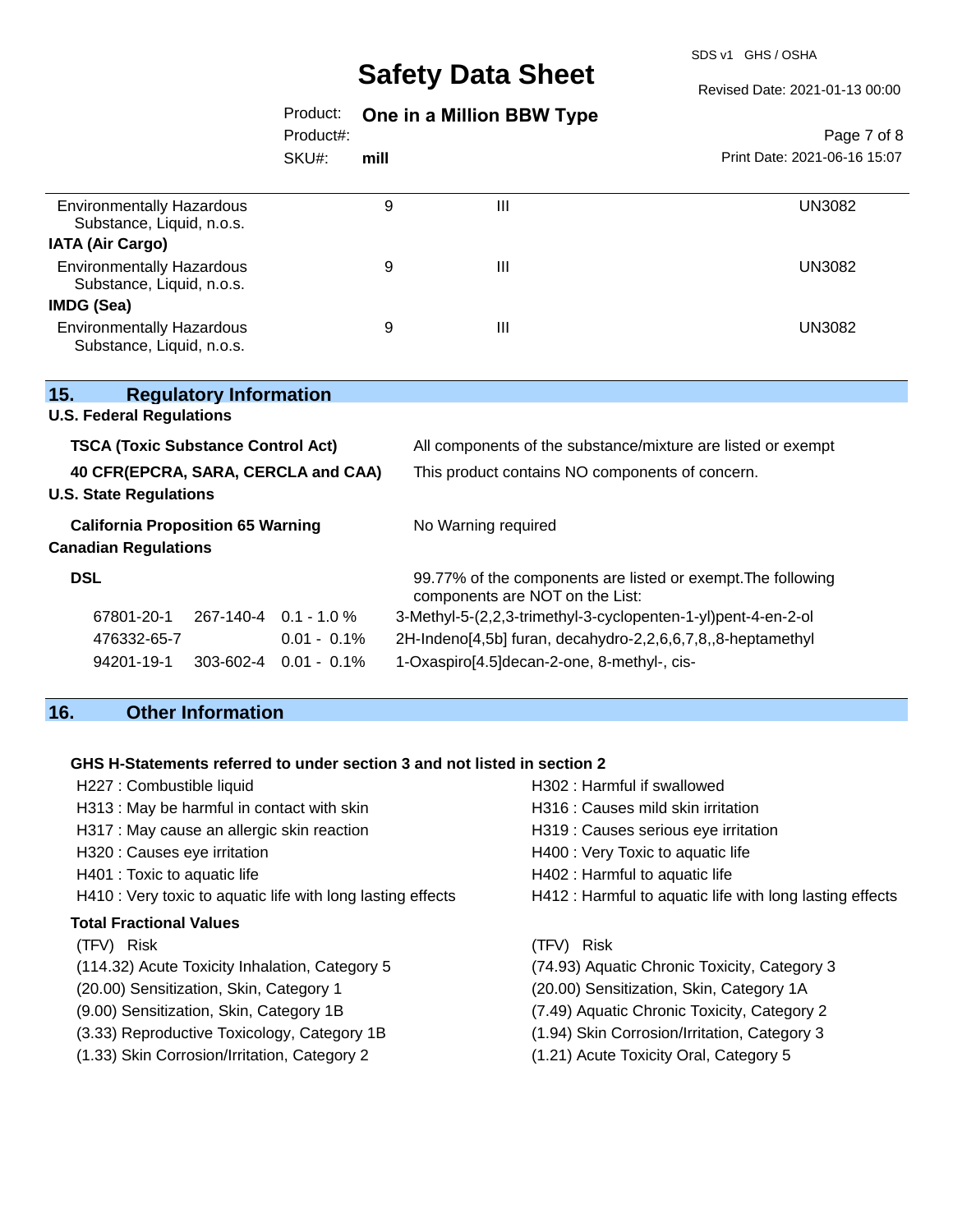| | | | |
|---|---|---|---|
| Environmentally Hazardous Substance, Liquid, n.o.s. | 9 | III | UN3082 |
| **IATA (Air Cargo)** | | | |
| Environmentally Hazardous Substance, Liquid, n.o.s. | 9 | III | UN3082 |
| **IMDG (Sea)** | | | |
| Environmentally Hazardous Substance, Liquid, n.o.s. | 9 | III | UN3082 |

## 15. Regulatory Information

### U.S. Federal Regulations

**TSCA (Toxic Substance Control Act)** — All components of the substance/mixture are listed or exempt

**40 CFR(EPCRA, SARA, CERCLA and CAA)** — This product contains NO components of concern.

### U.S. State Regulations

**California Proposition 65 Warning** — No Warning required

### Canadian Regulations

**DSL** — 99.77% of the components are listed or exempt.The following components are NOT on the List:

| CAS | EC | Concentration | Name |
|---|---|---|---|
| 67801-20-1 | 267-140-4 | 0.1 - 1.0 % | 3-Methyl-5-(2,2,3-trimethyl-3-cyclopenten-1-yl)pent-4-en-2-ol |
| 476332-65-7 | | 0.01 - 0.1% | 2H-Indeno[4,5b] furan, decahydro-2,2,6,6,7,8,,8-heptamethyl |
| 94201-19-1 | 303-602-4 | 0.01 - 0.1% | 1-Oxaspiro[4.5]decan-2-one, 8-methyl-, cis- |

## 16. Other Information

### GHS H-Statements referred to under section 3 and not listed in section 2

- H227 : Combustible liquid
- H302 : Harmful if swallowed
- H313 : May be harmful in contact with skin
- H316 : Causes mild skin irritation
- H317 : May cause an allergic skin reaction
- H319 : Causes serious eye irritation
- H320 : Causes eye irritation
- H400 : Very Toxic to aquatic life
- H401 : Toxic to aquatic life
- H402 : Harmful to aquatic life
- H410 : Very toxic to aquatic life with long lasting effects
- H412 : Harmful to aquatic life with long lasting effects

### Total Fractional Values

| (TFV) | Risk | (TFV) | Risk |
|---|---|---|---|
| (114.32) | Acute Toxicity Inhalation, Category 5 | (74.93) | Aquatic Chronic Toxicity, Category 3 |
| (20.00) | Sensitization, Skin, Category 1 | (20.00) | Sensitization, Skin, Category 1A |
| (9.00) | Sensitization, Skin, Category 1B | (7.49) | Aquatic Chronic Toxicity, Category 2 |
| (3.33) | Reproductive Toxicology, Category 1B | (1.94) | Skin Corrosion/Irritation, Category 3 |
| (1.33) | Skin Corrosion/Irritation, Category 2 | (1.21) | Acute Toxicity Oral, Category 5 |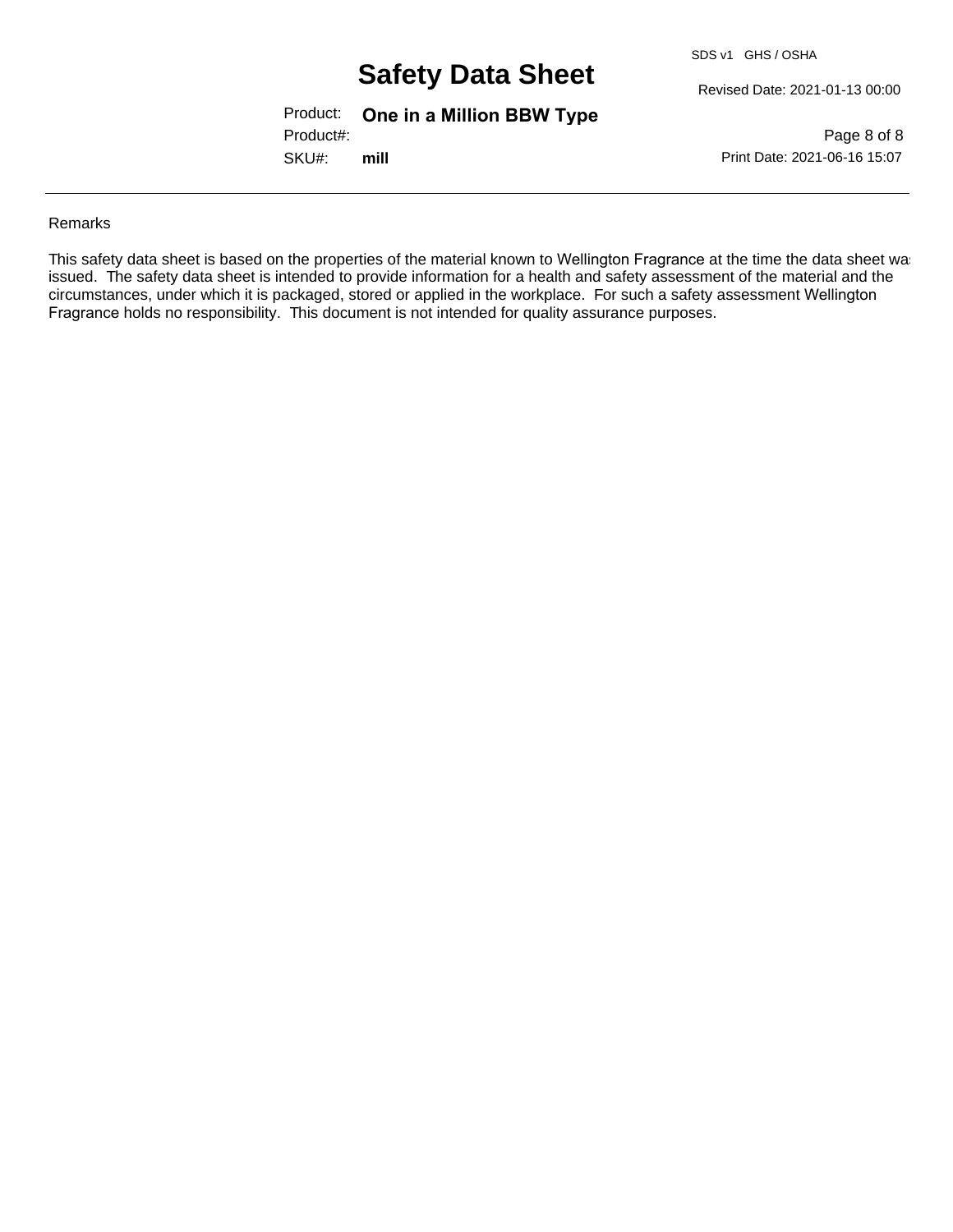Remarks

This safety data sheet is based on the properties of the material known to Wellington Fragrance at the time the data sheet was issued. The safety data sheet is intended to provide information for a health and safety assessment of the material and the circumstances, under which it is packaged, stored or applied in the workplace. For such a safety assessment Wellington Fragrance holds no responsibility. This document is not intended for quality assurance purposes.